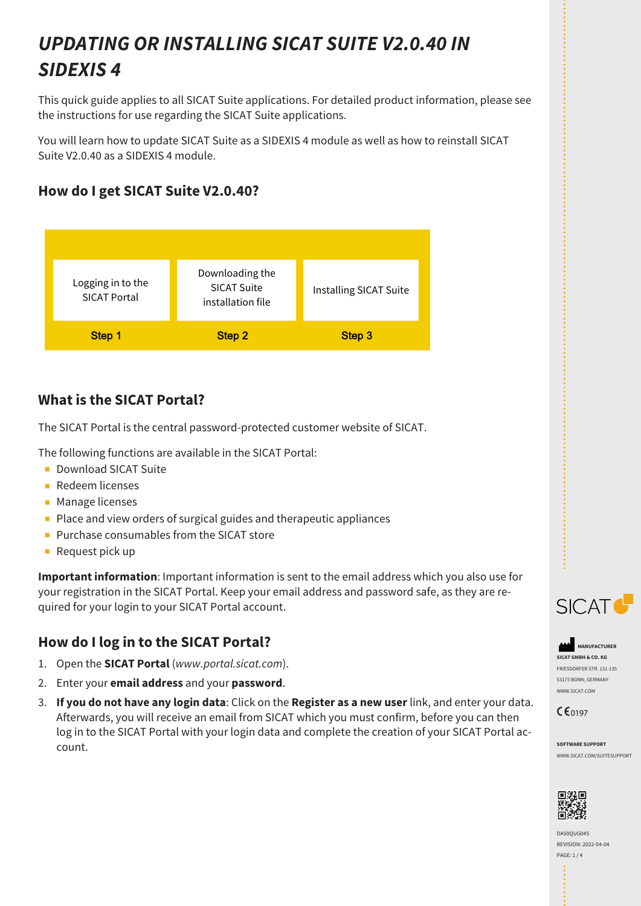# UPDATING OR INSTALLING SICAT SUITE V2.0.40 IN SIDEXIS 4

This quick guide applies to all SICAT Suite applications. For detailed product information, please see the instructions for use regarding the SICAT Suite applications.

You will learn how to update SICAT Suite as a SIDEXIS 4 module as well as how to reinstall SICAT Suite V2.0.40 as a SIDEXIS 4 module.

## How do I get SICAT Suite V2.0.40?

| Logging in to the SICAT Portal | Downloading the SICAT Suite installation file | Installing SICAT Suite |
|---|---|---|
| **Step 1** | **Step 2** | **Step 3** |

## What is the SICAT Portal?

The SICAT Portal is the central password-protected customer website of SICAT.

The following functions are available in the SICAT Portal:

- Download SICAT Suite
- Redeem licenses
- Manage licenses
- Place and view orders of surgical guides and therapeutic appliances
- Purchase consumables from the SICAT store
- Request pick up

**Important information**: Important information is sent to the email address which you also use for your registration in the SICAT Portal. Keep your email address and password safe, as they are required for your login to your SICAT Portal account.

## How do I log in to the SICAT Portal?

1. Open the **SICAT Portal** (*www.portal.sicat.com*).
2. Enter your **email address** and your **password**.
3. **If you do not have any login data**: Click on the **Register as a new user** link, and enter your data. Afterwards, you will receive an email from SICAT which you must confirm, before you can then log in to the SICAT Portal with your login data and complete the creation of your SICAT Portal account.

SICAT

MANUFACTURER
SICAT GMBH & CO. KG
FRIESDORFER STR. 131-135
53175 BONN, GERMANY
WWW.SICAT.COM

CE 0197

SOFTWARE SUPPORT
WWW.SICAT.COM/SUITESUPPORT

DA50QUG045
REVISION: 2022-04-04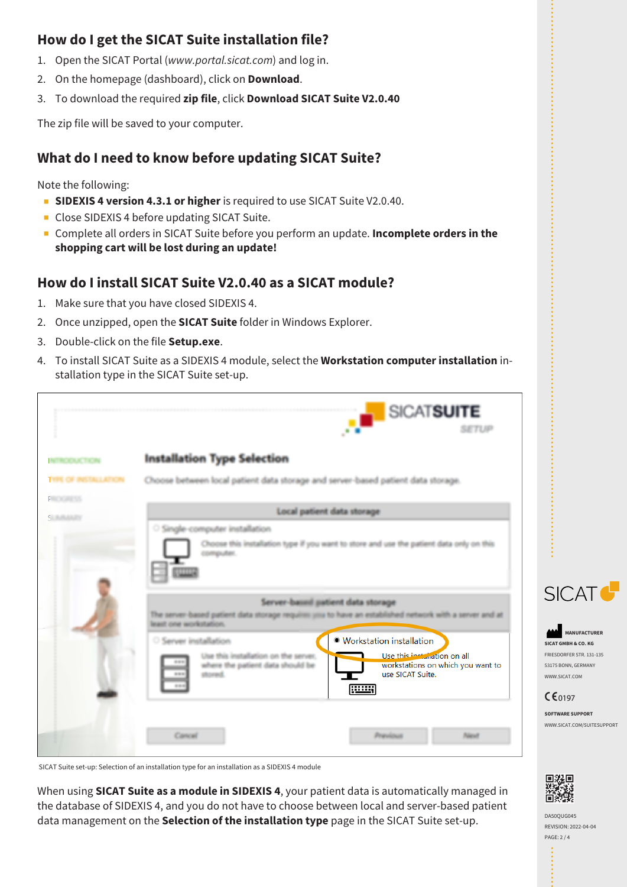## How do I get the SICAT Suite installation file?

1. Open the SICAT Portal (*www.portal.sicat.com*) and log in.
2. On the homepage (dashboard), click on **Download**.
3. To download the required **zip file**, click **Download SICAT Suite V2.0.40**

The zip file will be saved to your computer.

## What do I need to know before updating SICAT Suite?

Note the following:

- **SIDEXIS 4 version 4.3.1 or higher** is required to use SICAT Suite V2.0.40.
- Close SIDEXIS 4 before updating SICAT Suite.
- Complete all orders in SICAT Suite before you perform an update. **Incomplete orders in the shopping cart will be lost during an update!**

## How do I install SICAT Suite V2.0.40 as a SICAT module?

1. Make sure that you have closed SIDEXIS 4.
2. Once unzipped, open the **SICAT Suite** folder in Windows Explorer.
3. Double-click on the file **Setup.exe**.
4. To install SICAT Suite as a SIDEXIS 4 module, select the **Workstation computer installation** installation type in the SICAT Suite set-up.

SICAT Suite set-up: Selection of an installation type for an installation as a SIDEXIS 4 module

When using **SICAT Suite as a module in SIDEXIS 4**, your patient data is automatically managed in the database of SIDEXIS 4, and you do not have to choose between local and server-based patient data management on the **Selection of the installation type** page in the SICAT Suite set-up.

SICAT

MANUFACTURER
SICAT GMBH & CO. KG
FRIESDORFER STR. 131-135
53175 BONN, GERMANY
WWW.SICAT.COM

CE0197

SOFTWARE SUPPORT
WWW.SICAT.COM/SUITESUPPORT

DA50QUG045
REVISION: 2022-04-04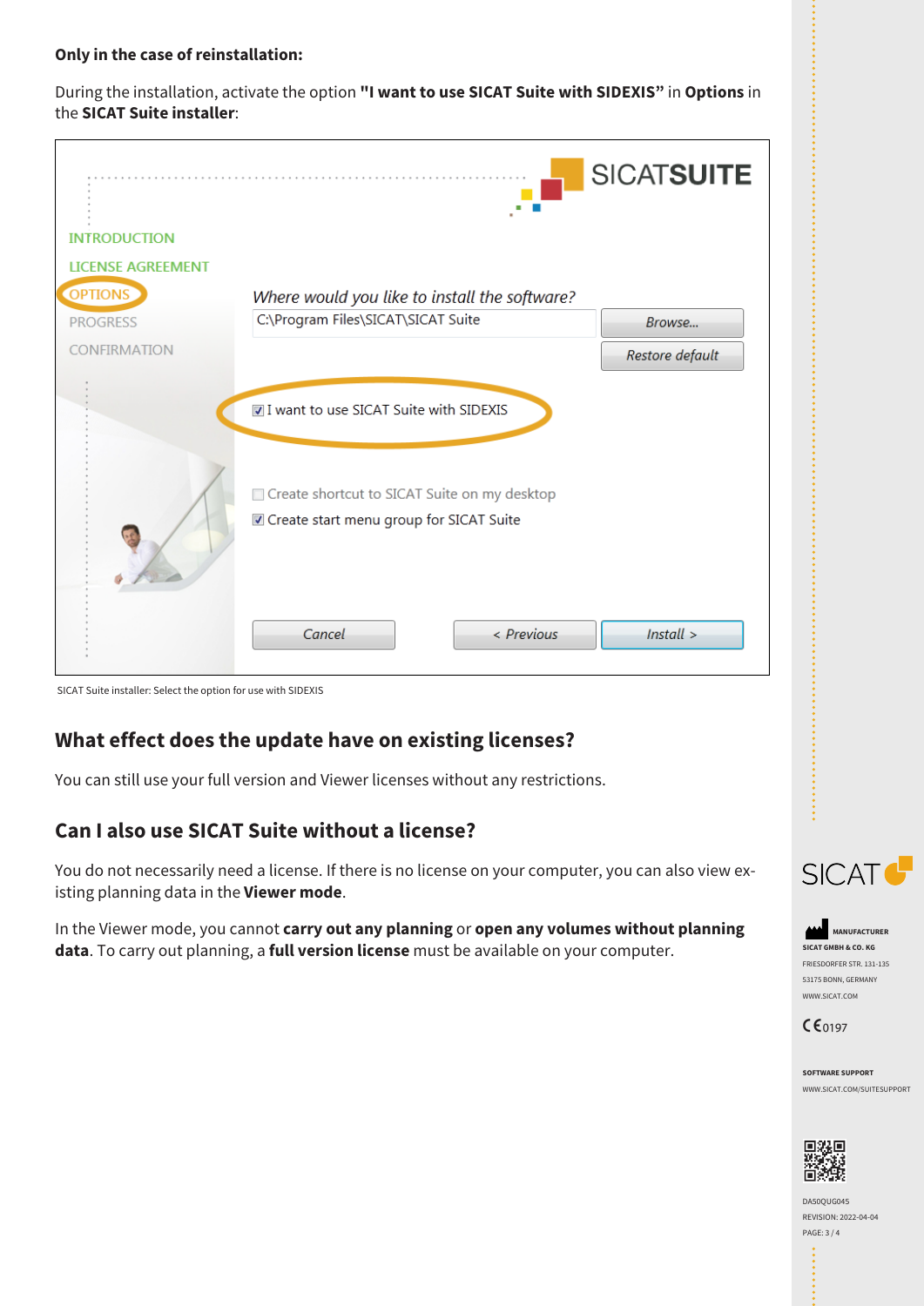**Only in the case of reinstallation:**

During the installation, activate the option **"I want to use SICAT Suite with SIDEXIS"** in **Options** in the **SICAT Suite installer**:

SICAT Suite installer: Select the option for use with SIDEXIS

## What effect does the update have on existing licenses?

You can still use your full version and Viewer licenses without any restrictions.

## Can I also use SICAT Suite without a license?

You do not necessarily need a license. If there is no license on your computer, you can also view existing planning data in the **Viewer mode**.

In the Viewer mode, you cannot **carry out any planning** or **open any volumes without planning data**. To carry out planning, a **full version license** must be available on your computer.

MANUFACTURER
SICAT GMBH & CO. KG
FRIESDORFER STR. 131-135
53175 BONN, GERMANY
WWW.SICAT.COM

CE 0197

SOFTWARE SUPPORT
WWW.SICAT.COM/SUITESUPPORT

DA50QUG045
REVISION: 2022-04-04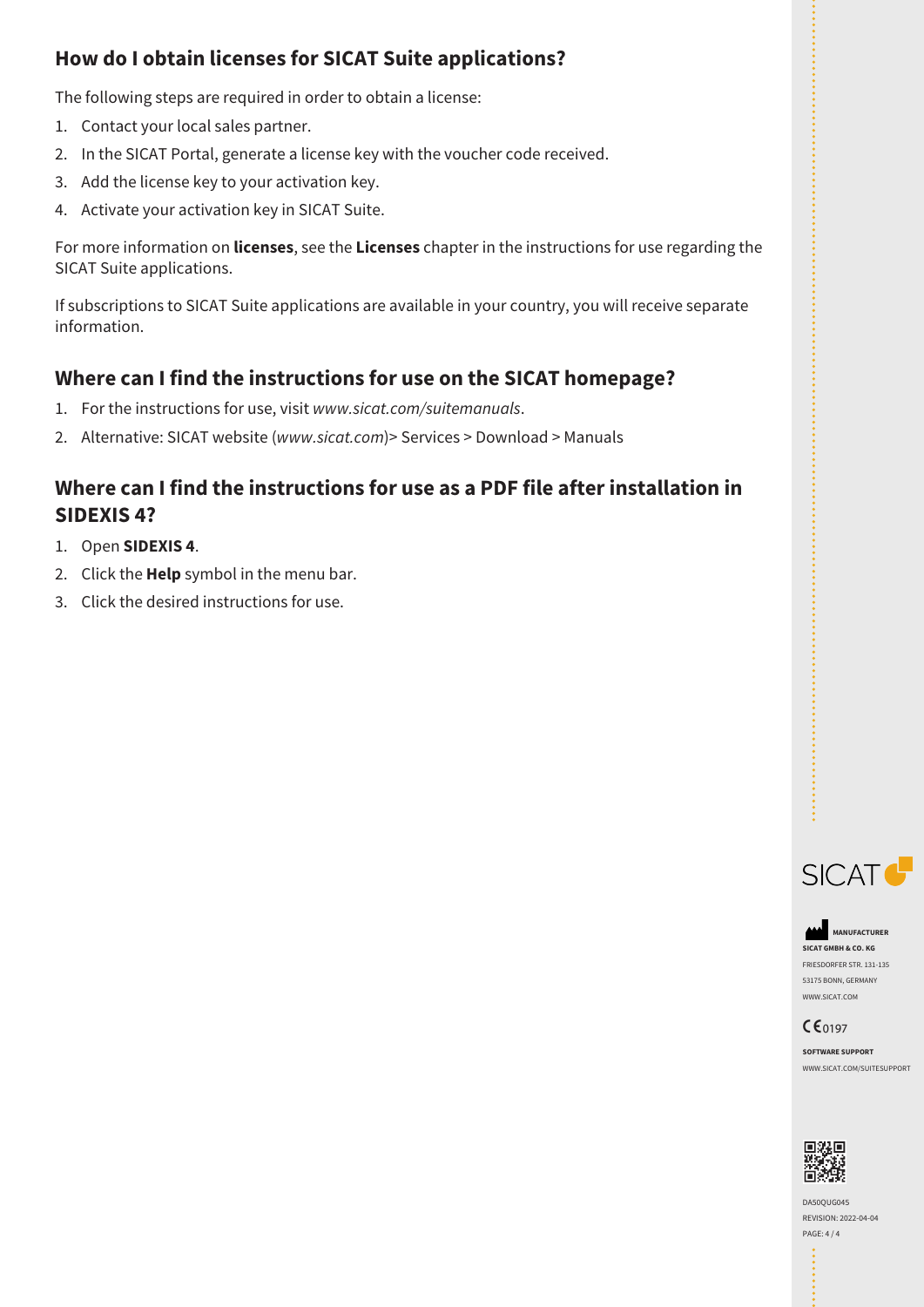## How do I obtain licenses for SICAT Suite applications?

The following steps are required in order to obtain a license:

1. Contact your local sales partner.
2. In the SICAT Portal, generate a license key with the voucher code received.
3. Add the license key to your activation key.
4. Activate your activation key in SICAT Suite.

For more information on **licenses**, see the **Licenses** chapter in the instructions for use regarding the SICAT Suite applications.

If subscriptions to SICAT Suite applications are available in your country, you will receive separate information.

## Where can I find the instructions for use on the SICAT homepage?

1. For the instructions for use, visit *www.sicat.com/suitemanuals*.
2. Alternative: SICAT website (*www.sicat.com*)> Services > Download > Manuals

## Where can I find the instructions for use as a PDF file after installation in SIDEXIS 4?

1. Open **SIDEXIS 4**.
2. Click the **Help** symbol in the menu bar.
3. Click the desired instructions for use.

SICAT

**MANUFACTURER**
**SICAT GMBH & CO. KG**
FRIESDORFER STR. 131-135
53175 BONN, GERMANY
WWW.SICAT.COM

CE 0197

**SOFTWARE SUPPORT**
WWW.SICAT.COM/SUITESUPPORT

DA50QUG045
REVISION: 2022-04-04